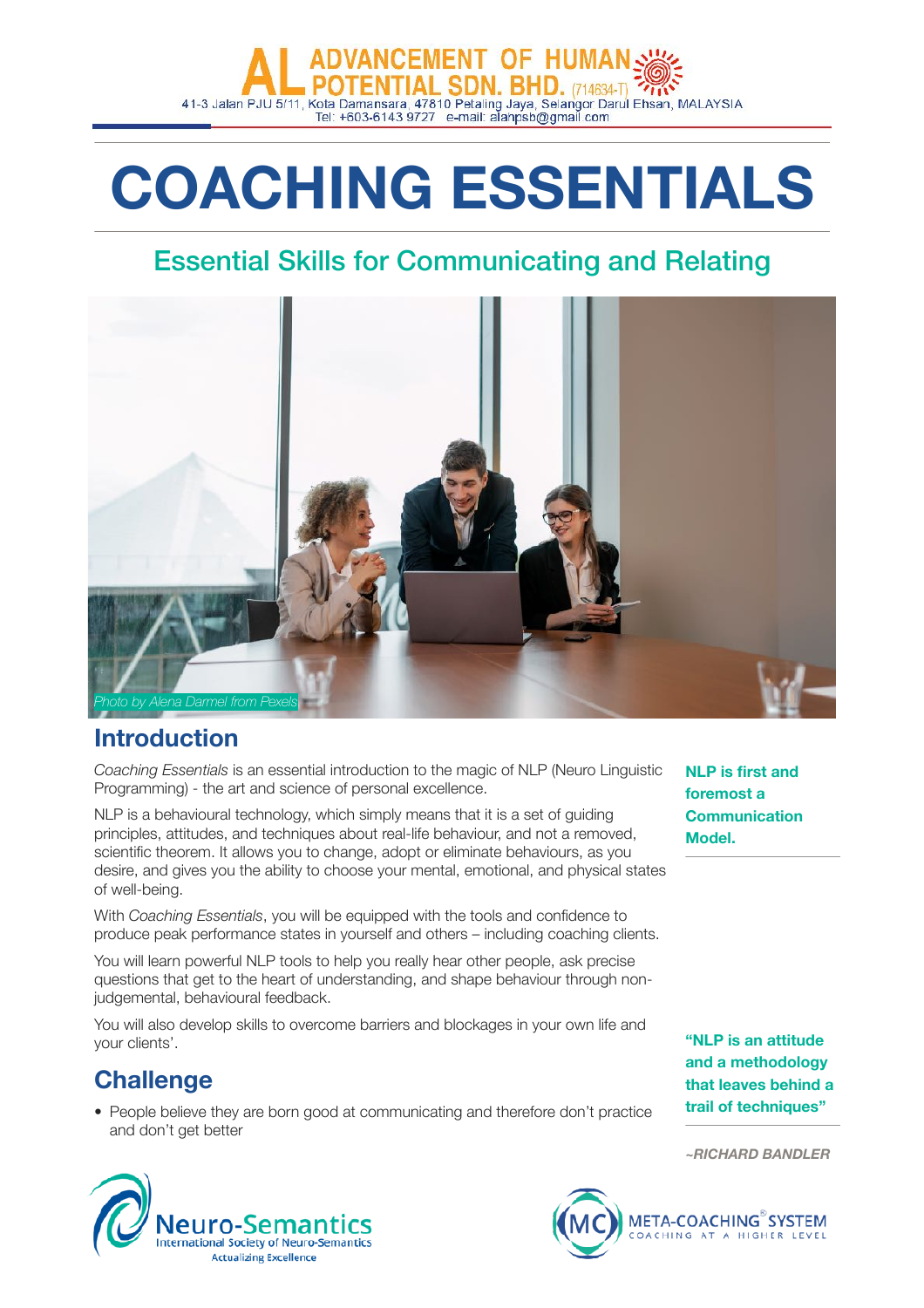ADVANCEMENT OF HUMAN POTENTIAL SDN. BHD. (714634-T)
41-3 Jalan PJU 5/11, Kota Damansara, 47810 Petaling Jaya, Selangor Darul Ehsan, MALAYSIA
Tel: +603-6143 9727 e-mail: alahpsb@gmail.com

# COACHING ESSENTIALS

## Essential Skills for Communicating and Relating

*Photo by Alena Darmel from Pexels*

## Introduction

*Coaching Essentials* is an essential introduction to the magic of NLP (Neuro Linguistic Programming) - the art and science of personal excellence.

NLP is a behavioural technology, which simply means that it is a set of guiding principles, attitudes, and techniques about real-life behaviour, and not a removed, scientific theorem. It allows you to change, adopt or eliminate behaviours, as you desire, and gives you the ability to choose your mental, emotional, and physical states of well-being.

With *Coaching Essentials*, you will be equipped with the tools and confidence to produce peak performance states in yourself and others – including coaching clients.

You will learn powerful NLP tools to help you really hear other people, ask precise questions that get to the heart of understanding, and shape behaviour through non-judgemental, behavioural feedback.

You will also develop skills to overcome barriers and blockages in your own life and your clients'.

**NLP is first and foremost a Communication Model.**

**"NLP is an attitude and a methodology that leaves behind a trail of techniques"**

***~RICHARD BANDLER***

## Challenge

- People believe they are born good at communicating and therefore don't practice and don't get better

Neuro-Semantics
International Society of Neuro-Semantics
Actualizing Excellence

META-COACHING® SYSTEM
COACHING AT A HIGHER LEVEL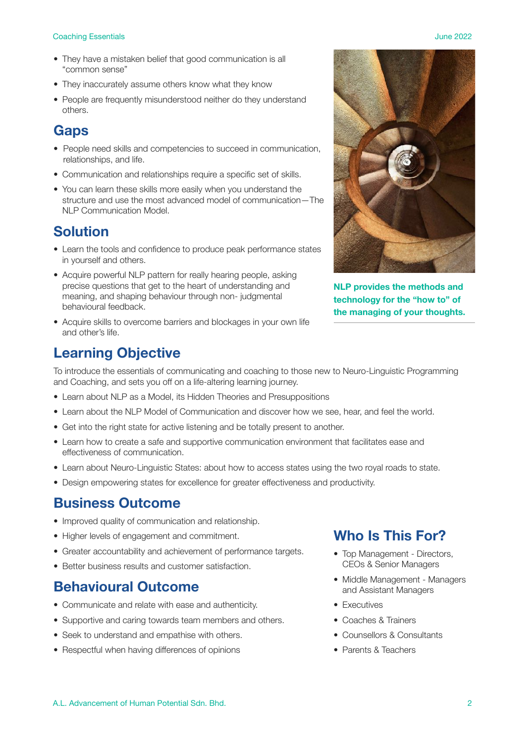- They have a mistaken belief that good communication is all "common sense"
- They inaccurately assume others know what they know
- People are frequently misunderstood neither do they understand others.

## Gaps

- People need skills and competencies to succeed in communication, relationships, and life.
- Communication and relationships require a specific set of skills.
- You can learn these skills more easily when you understand the structure and use the most advanced model of communication—The NLP Communication Model.

## Solution

- Learn the tools and confidence to produce peak performance states in yourself and others.
- Acquire powerful NLP pattern for really hearing people, asking precise questions that get to the heart of understanding and meaning, and shaping behaviour through non- judgmental behavioural feedback.
- Acquire skills to overcome barriers and blockages in your own life and other's life.

**NLP provides the methods and technology for the "how to" of the managing of your thoughts.**

## Learning Objective

To introduce the essentials of communicating and coaching to those new to Neuro-Linguistic Programming and Coaching, and sets you off on a life-altering learning journey.

- Learn about NLP as a Model, its Hidden Theories and Presuppositions
- Learn about the NLP Model of Communication and discover how we see, hear, and feel the world.
- Get into the right state for active listening and be totally present to another.
- Learn how to create a safe and supportive communication environment that facilitates ease and effectiveness of communication.
- Learn about Neuro-Linguistic States: about how to access states using the two royal roads to state.
- Design empowering states for excellence for greater effectiveness and productivity.

## Business Outcome

- Improved quality of communication and relationship.
- Higher levels of engagement and commitment.
- Greater accountability and achievement of performance targets.
- Better business results and customer satisfaction.

## Behavioural Outcome

- Communicate and relate with ease and authenticity.
- Supportive and caring towards team members and others.
- Seek to understand and empathise with others.
- Respectful when having differences of opinions

## Who Is This For?

- Top Management - Directors, CEOs & Senior Managers
- Middle Management - Managers and Assistant Managers
- Executives
- Coaches & Trainers
- Counsellors & Consultants
- Parents & Teachers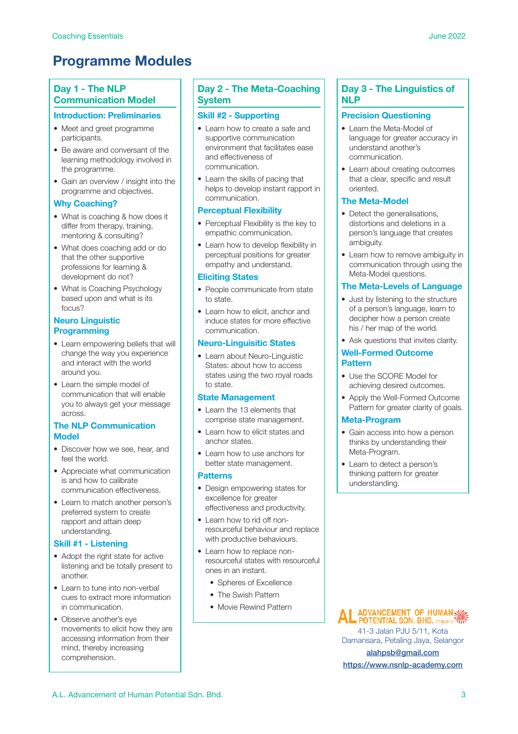# Programme Modules

## Day 1 - The NLP Communication Model

### Introduction: Preliminaries

- Meet and greet programme participants.
- Be aware and conversant of the learning methodology involved in the programme.
- Gain an overview / insight into the programme and objectives.

### Why Coaching?

- What is coaching & how does it differ from therapy, training, mentoring & consulting?
- What does coaching add or do that the other supportive professions for learning & development do not?
- What is Coaching Psychology based upon and what is its focus?

### Neuro Linguistic Programming

- Learn empowering beliefs that will change the way you experience and interact with the world around you.
- Learn the simple model of communication that will enable you to always get your message across.

### The NLP Communication Model

- Discover how we see, hear, and feel the world.
- Appreciate what communication is and how to calibrate communication effectiveness.
- Learn to match another person's preferred system to create rapport and attain deep understanding.

### Skill #1 - Listening

- Adopt the right state for active listening and be totally present to another.
- Learn to tune into non-verbal cues to extract more information in communication.
- Observe another's eye movements to elicit how they are accessing information from their mind, thereby increasing comprehension.

## Day 2 - The Meta-Coaching System

### Skill #2 - Supporting

- Learn how to create a safe and supportive communication environment that facilitates ease and effectiveness of communication.
- Learn the skills of pacing that helps to develop instant rapport in communication.

### Perceptual Flexibility

- Perceptual Flexibility is the key to empathic communication.
- Learn how to develop flexibility in perceptual positions for greater empathy and understand.

### Eliciting States

- People communicate from state to state.
- Learn how to elicit, anchor and induce states for more effective communication.

### Neuro-Linguisitic States

- Learn about Neuro-Linguistic States: about how to access states using the two royal roads to state.

### State Management

- Learn the 13 elements that comprise state management.
- Learn how to elicit states and anchor states.
- Learn how to use anchors for better state management.

### Patterns

- Design empowering states for excellence for greater effectiveness and productivity.
- Learn how to rid off non-resourceful behaviour and replace with productive behaviours.
- Learn how to replace non-resourceful states with resourceful ones in an instant.
  - Spheres of Excellence
  - The Swish Pattern
  - Movie Rewind Pattern

## Day 3 - The Linguistics of NLP

### Precision Questioning

- Learn the Meta-Model of language for greater accuracy in understand another's communication.
- Learn about creating outcomes that a clear, specific and result oriented.

### The Meta-Model

- Detect the generalisations, distortions and deletions in a person's language that creates ambiguity.
- Learn how to remove ambiguity in communication through using the Meta-Model questions.

### The Meta-Levels of Language

- Just by listening to the structure of a person's language, learn to decipher how a person create his / her map of the world.
- Ask questions that invites clarity.

### Well-Formed Outcome Pattern

- Use the SCORE Model for achieving desired outcomes.
- Apply the Well-Formed Outcome Pattern for greater clarity of goals.

### Meta-Program

- Gain access into how a person thinks by understanding their Meta-Program.
- Learn to detect a person's thinking pattern for greater understanding.

AL ADVANCEMENT OF HUMAN POTENTIAL SDN. BHD.

41-3 Jalan PJU 5/11, Kota Damansara, Petaling Jaya, Selangor

alahpsb@gmail.com

https://www.nsnlp-academy.com